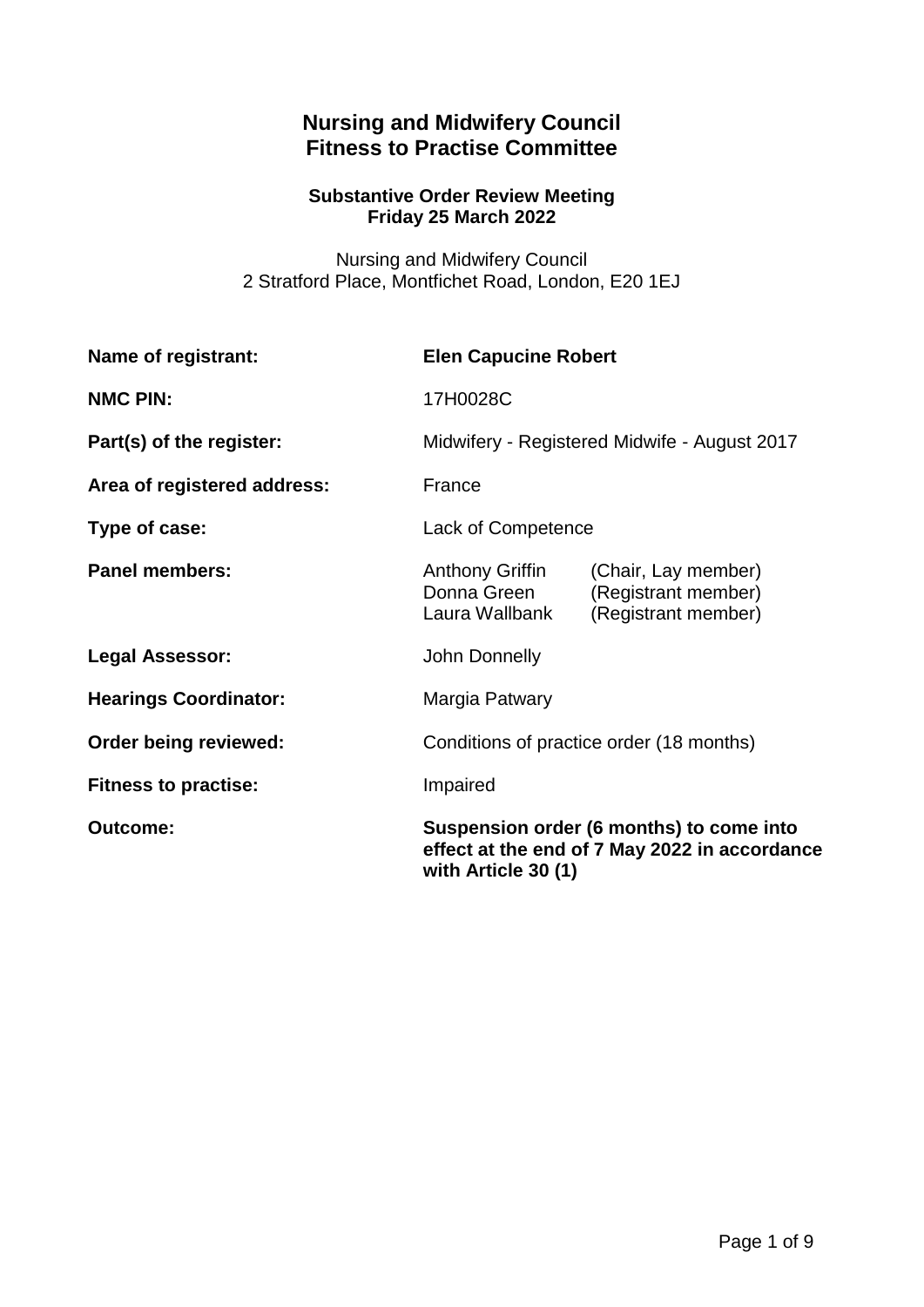# Nursing and Midwifery Council
# Fitness to Practise Committee

### Substantive Order Review Meeting
### Friday 25 March 2022

Nursing and Midwifery Council
2 Stratford Place, Montfichet Road, London, E20 1EJ

| | |
|---|---|
| **Name of registrant:** | **Elen Capucine Robert** |
| **NMC PIN:** | 17H0028C |
| **Part(s) of the register:** | Midwifery - Registered Midwife - August 2017 |
| **Area of registered address:** | France |
| **Type of case:** | Lack of Competence |
| **Panel members:** | Anthony Griffin (Chair, Lay member)<br>Donna Green (Registrant member)<br>Laura Wallbank (Registrant member) |
| **Legal Assessor:** | John Donnelly |
| **Hearings Coordinator:** | Margia Patwary |
| **Order being reviewed:** | Conditions of practice order (18 months) |
| **Fitness to practise:** | Impaired |
| **Outcome:** | **Suspension order (6 months) to come into effect at the end of 7 May 2022 in accordance with Article 30 (1)** |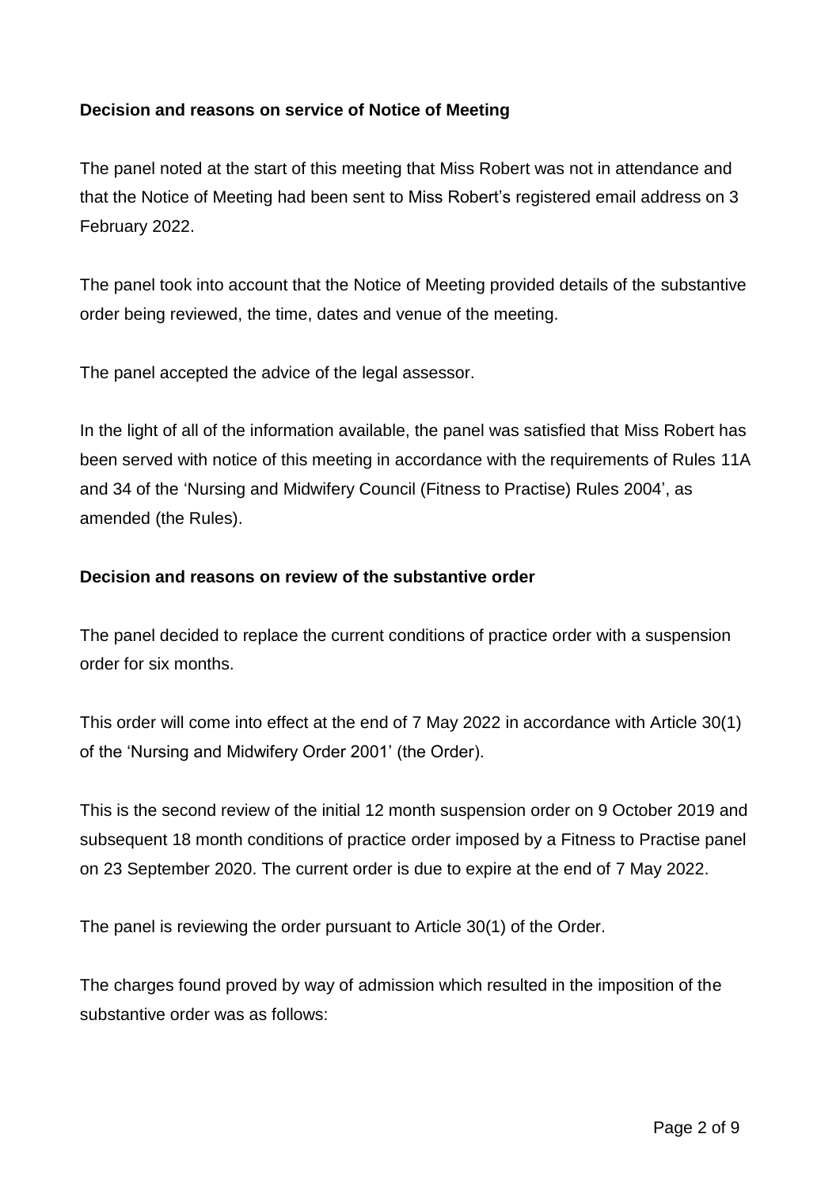**Decision and reasons on service of Notice of Meeting**

The panel noted at the start of this meeting that Miss Robert was not in attendance and that the Notice of Meeting had been sent to Miss Robert's registered email address on 3 February 2022.

The panel took into account that the Notice of Meeting provided details of the substantive order being reviewed, the time, dates and venue of the meeting.

The panel accepted the advice of the legal assessor.

In the light of all of the information available, the panel was satisfied that Miss Robert has been served with notice of this meeting in accordance with the requirements of Rules 11A and 34 of the 'Nursing and Midwifery Council (Fitness to Practise) Rules 2004', as amended (the Rules).

**Decision and reasons on review of the substantive order**

The panel decided to replace the current conditions of practice order with a suspension order for six months.

This order will come into effect at the end of 7 May 2022 in accordance with Article 30(1) of the 'Nursing and Midwifery Order 2001' (the Order).

This is the second review of the initial 12 month suspension order on 9 October 2019 and subsequent 18 month conditions of practice order imposed by a Fitness to Practise panel on 23 September 2020. The current order is due to expire at the end of 7 May 2022.

The panel is reviewing the order pursuant to Article 30(1) of the Order.

The charges found proved by way of admission which resulted in the imposition of the substantive order was as follows: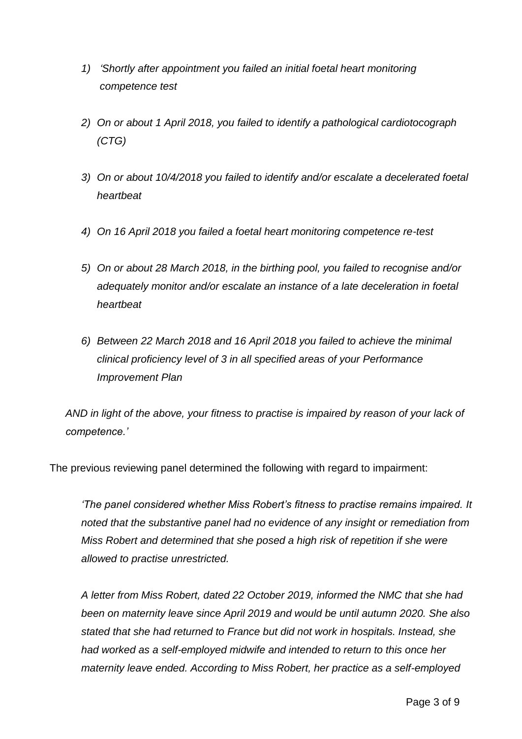1) *'Shortly after appointment you failed an initial foetal heart monitoring competence test*

2) *On or about 1 April 2018, you failed to identify a pathological cardiotocograph (CTG)*

3) *On or about 10/4/2018 you failed to identify and/or escalate a decelerated foetal heartbeat*

4) *On 16 April 2018 you failed a foetal heart monitoring competence re-test*

5) *On or about 28 March 2018, in the birthing pool, you failed to recognise and/or adequately monitor and/or escalate an instance of a late deceleration in foetal heartbeat*

6) *Between 22 March 2018 and 16 April 2018 you failed to achieve the minimal clinical proficiency level of 3 in all specified areas of your Performance Improvement Plan*

*AND in light of the above, your fitness to practise is impaired by reason of your lack of competence.'*

The previous reviewing panel determined the following with regard to impairment:

> *'The panel considered whether Miss Robert's fitness to practise remains impaired. It noted that the substantive panel had no evidence of any insight or remediation from Miss Robert and determined that she posed a high risk of repetition if she were allowed to practise unrestricted.*
>
> *A letter from Miss Robert, dated 22 October 2019, informed the NMC that she had been on maternity leave since April 2019 and would be until autumn 2020. She also stated that she had returned to France but did not work in hospitals. Instead, she had worked as a self-employed midwife and intended to return to this once her maternity leave ended. According to Miss Robert, her practice as a self-employed*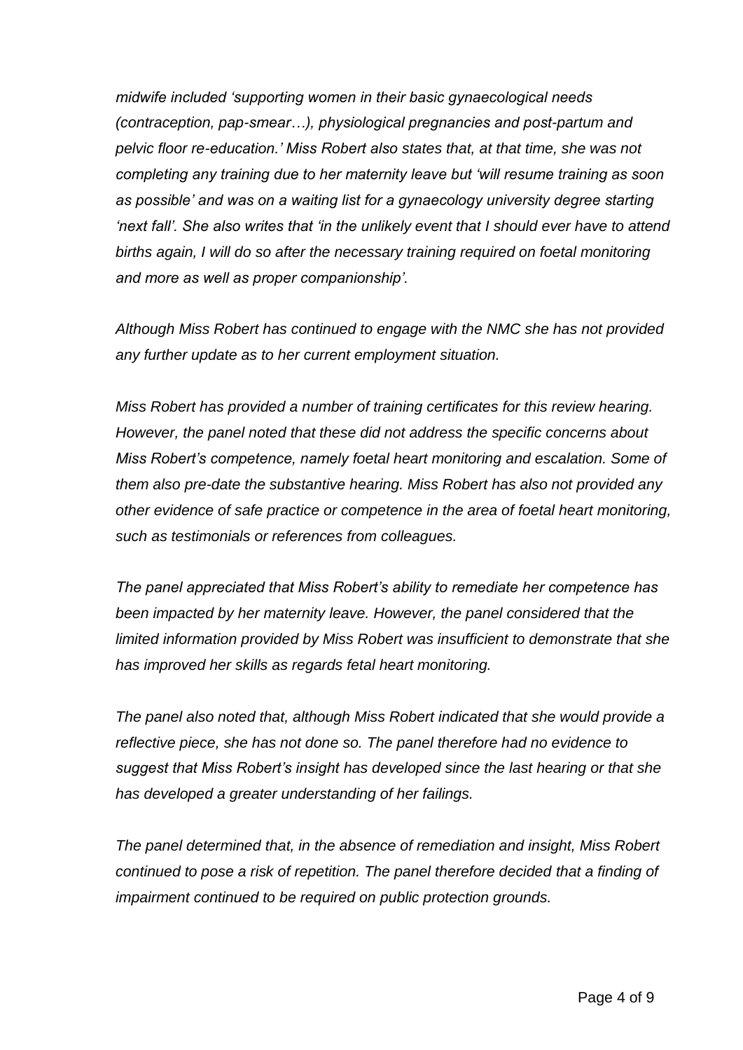*midwife included 'supporting women in their basic gynaecological needs (contraception, pap-smear…), physiological pregnancies and post-partum and pelvic floor re-education.' Miss Robert also states that, at that time, she was not completing any training due to her maternity leave but 'will resume training as soon as possible' and was on a waiting list for a gynaecology university degree starting 'next fall'. She also writes that 'in the unlikely event that I should ever have to attend births again, I will do so after the necessary training required on foetal monitoring and more as well as proper companionship'.*

*Although Miss Robert has continued to engage with the NMC she has not provided any further update as to her current employment situation.*

*Miss Robert has provided a number of training certificates for this review hearing. However, the panel noted that these did not address the specific concerns about Miss Robert's competence, namely foetal heart monitoring and escalation. Some of them also pre-date the substantive hearing. Miss Robert has also not provided any other evidence of safe practice or competence in the area of foetal heart monitoring, such as testimonials or references from colleagues.*

*The panel appreciated that Miss Robert's ability to remediate her competence has been impacted by her maternity leave. However, the panel considered that the limited information provided by Miss Robert was insufficient to demonstrate that she has improved her skills as regards fetal heart monitoring.*

*The panel also noted that, although Miss Robert indicated that she would provide a reflective piece, she has not done so. The panel therefore had no evidence to suggest that Miss Robert's insight has developed since the last hearing or that she has developed a greater understanding of her failings.*

*The panel determined that, in the absence of remediation and insight, Miss Robert continued to pose a risk of repetition. The panel therefore decided that a finding of impairment continued to be required on public protection grounds.*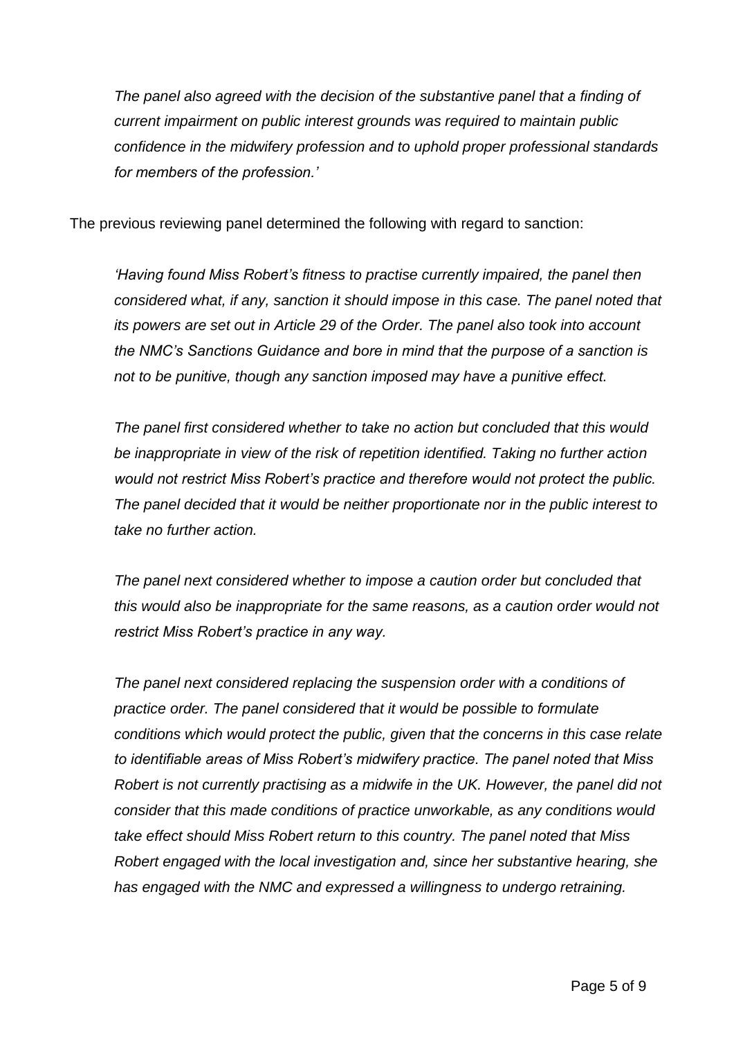*The panel also agreed with the decision of the substantive panel that a finding of current impairment on public interest grounds was required to maintain public confidence in the midwifery profession and to uphold proper professional standards for members of the profession.'*

The previous reviewing panel determined the following with regard to sanction:

*'Having found Miss Robert's fitness to practise currently impaired, the panel then considered what, if any, sanction it should impose in this case. The panel noted that its powers are set out in Article 29 of the Order. The panel also took into account the NMC's Sanctions Guidance and bore in mind that the purpose of a sanction is not to be punitive, though any sanction imposed may have a punitive effect.*

*The panel first considered whether to take no action but concluded that this would be inappropriate in view of the risk of repetition identified. Taking no further action would not restrict Miss Robert's practice and therefore would not protect the public. The panel decided that it would be neither proportionate nor in the public interest to take no further action.*

*The panel next considered whether to impose a caution order but concluded that this would also be inappropriate for the same reasons, as a caution order would not restrict Miss Robert's practice in any way.*

*The panel next considered replacing the suspension order with a conditions of practice order. The panel considered that it would be possible to formulate conditions which would protect the public, given that the concerns in this case relate to identifiable areas of Miss Robert's midwifery practice. The panel noted that Miss Robert is not currently practising as a midwife in the UK. However, the panel did not consider that this made conditions of practice unworkable, as any conditions would take effect should Miss Robert return to this country. The panel noted that Miss Robert engaged with the local investigation and, since her substantive hearing, she has engaged with the NMC and expressed a willingness to undergo retraining.*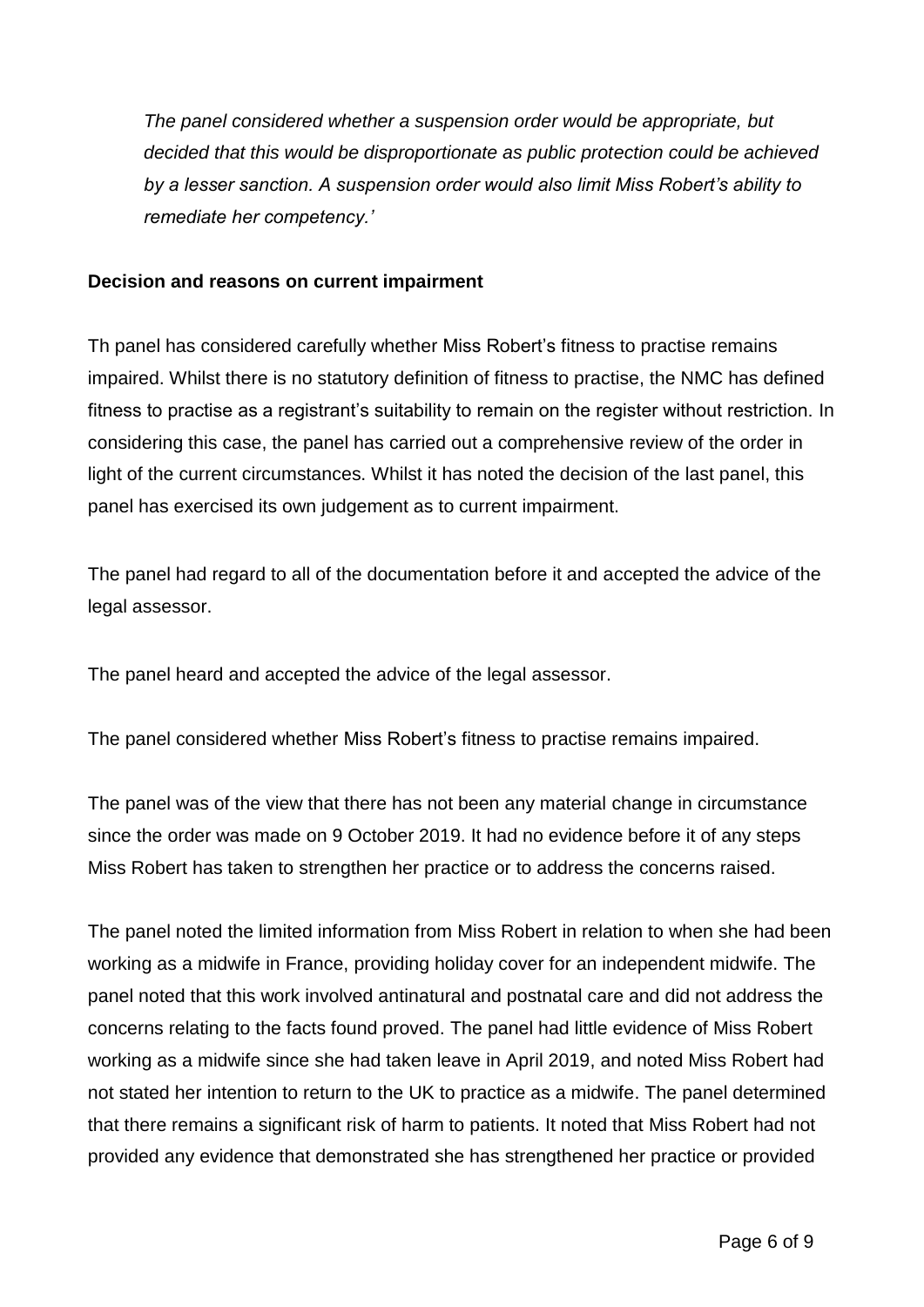*The panel considered whether a suspension order would be appropriate, but decided that this would be disproportionate as public protection could be achieved by a lesser sanction. A suspension order would also limit Miss Robert's ability to remediate her competency.'*

**Decision and reasons on current impairment**

Th panel has considered carefully whether Miss Robert's fitness to practise remains impaired. Whilst there is no statutory definition of fitness to practise, the NMC has defined fitness to practise as a registrant's suitability to remain on the register without restriction. In considering this case, the panel has carried out a comprehensive review of the order in light of the current circumstances. Whilst it has noted the decision of the last panel, this panel has exercised its own judgement as to current impairment.

The panel had regard to all of the documentation before it and accepted the advice of the legal assessor.

The panel heard and accepted the advice of the legal assessor.

The panel considered whether Miss Robert's fitness to practise remains impaired.

The panel was of the view that there has not been any material change in circumstance since the order was made on 9 October 2019. It had no evidence before it of any steps Miss Robert has taken to strengthen her practice or to address the concerns raised.

The panel noted the limited information from Miss Robert in relation to when she had been working as a midwife in France, providing holiday cover for an independent midwife. The panel noted that this work involved antinatural and postnatal care and did not address the concerns relating to the facts found proved. The panel had little evidence of Miss Robert working as a midwife since she had taken leave in April 2019, and noted Miss Robert had not stated her intention to return to the UK to practice as a midwife. The panel determined that there remains a significant risk of harm to patients. It noted that Miss Robert had not provided any evidence that demonstrated she has strengthened her practice or provided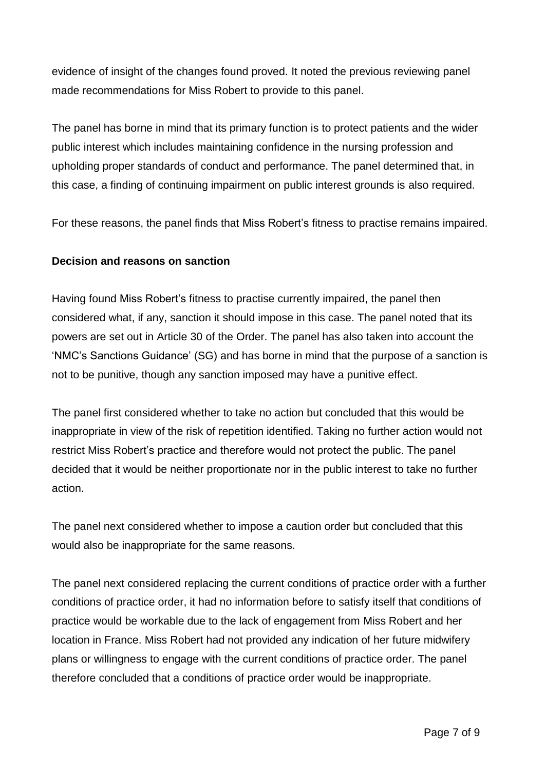evidence of insight of the changes found proved. It noted the previous reviewing panel made recommendations for Miss Robert to provide to this panel.

The panel has borne in mind that its primary function is to protect patients and the wider public interest which includes maintaining confidence in the nursing profession and upholding proper standards of conduct and performance. The panel determined that, in this case, a finding of continuing impairment on public interest grounds is also required.

For these reasons, the panel finds that Miss Robert's fitness to practise remains impaired.

**Decision and reasons on sanction**

Having found Miss Robert's fitness to practise currently impaired, the panel then considered what, if any, sanction it should impose in this case. The panel noted that its powers are set out in Article 30 of the Order. The panel has also taken into account the 'NMC's Sanctions Guidance' (SG) and has borne in mind that the purpose of a sanction is not to be punitive, though any sanction imposed may have a punitive effect.

The panel first considered whether to take no action but concluded that this would be inappropriate in view of the risk of repetition identified. Taking no further action would not restrict Miss Robert's practice and therefore would not protect the public. The panel decided that it would be neither proportionate nor in the public interest to take no further action.

The panel next considered whether to impose a caution order but concluded that this would also be inappropriate for the same reasons.

The panel next considered replacing the current conditions of practice order with a further conditions of practice order, it had no information before to satisfy itself that conditions of practice would be workable due to the lack of engagement from Miss Robert and her location in France. Miss Robert had not provided any indication of her future midwifery plans or willingness to engage with the current conditions of practice order. The panel therefore concluded that a conditions of practice order would be inappropriate.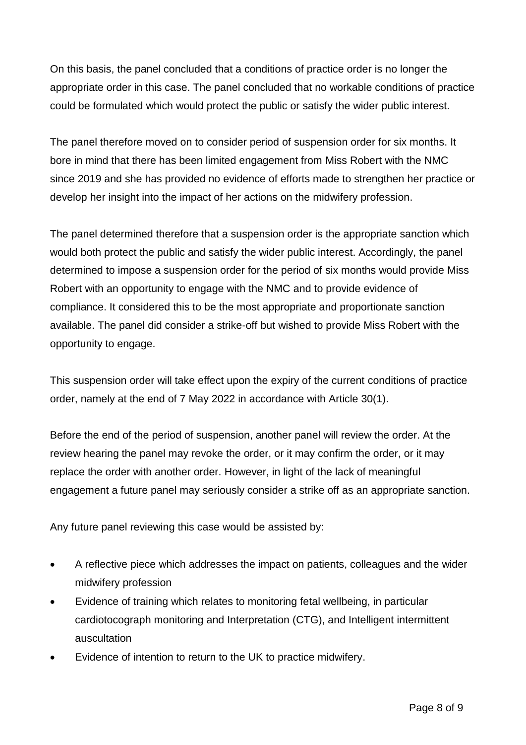On this basis, the panel concluded that a conditions of practice order is no longer the appropriate order in this case. The panel concluded that no workable conditions of practice could be formulated which would protect the public or satisfy the wider public interest.

The panel therefore moved on to consider period of suspension order for six months. It bore in mind that there has been limited engagement from Miss Robert with the NMC since 2019 and she has provided no evidence of efforts made to strengthen her practice or develop her insight into the impact of her actions on the midwifery profession.

The panel determined therefore that a suspension order is the appropriate sanction which would both protect the public and satisfy the wider public interest. Accordingly, the panel determined to impose a suspension order for the period of six months would provide Miss Robert with an opportunity to engage with the NMC and to provide evidence of compliance. It considered this to be the most appropriate and proportionate sanction available. The panel did consider a strike-off but wished to provide Miss Robert with the opportunity to engage.

This suspension order will take effect upon the expiry of the current conditions of practice order, namely at the end of 7 May 2022 in accordance with Article 30(1).

Before the end of the period of suspension, another panel will review the order. At the review hearing the panel may revoke the order, or it may confirm the order, or it may replace the order with another order. However, in light of the lack of meaningful engagement a future panel may seriously consider a strike off as an appropriate sanction.

Any future panel reviewing this case would be assisted by:

- A reflective piece which addresses the impact on patients, colleagues and the wider midwifery profession
- Evidence of training which relates to monitoring fetal wellbeing, in particular cardiotocograph monitoring and Interpretation (CTG), and Intelligent intermittent auscultation
- Evidence of intention to return to the UK to practice midwifery.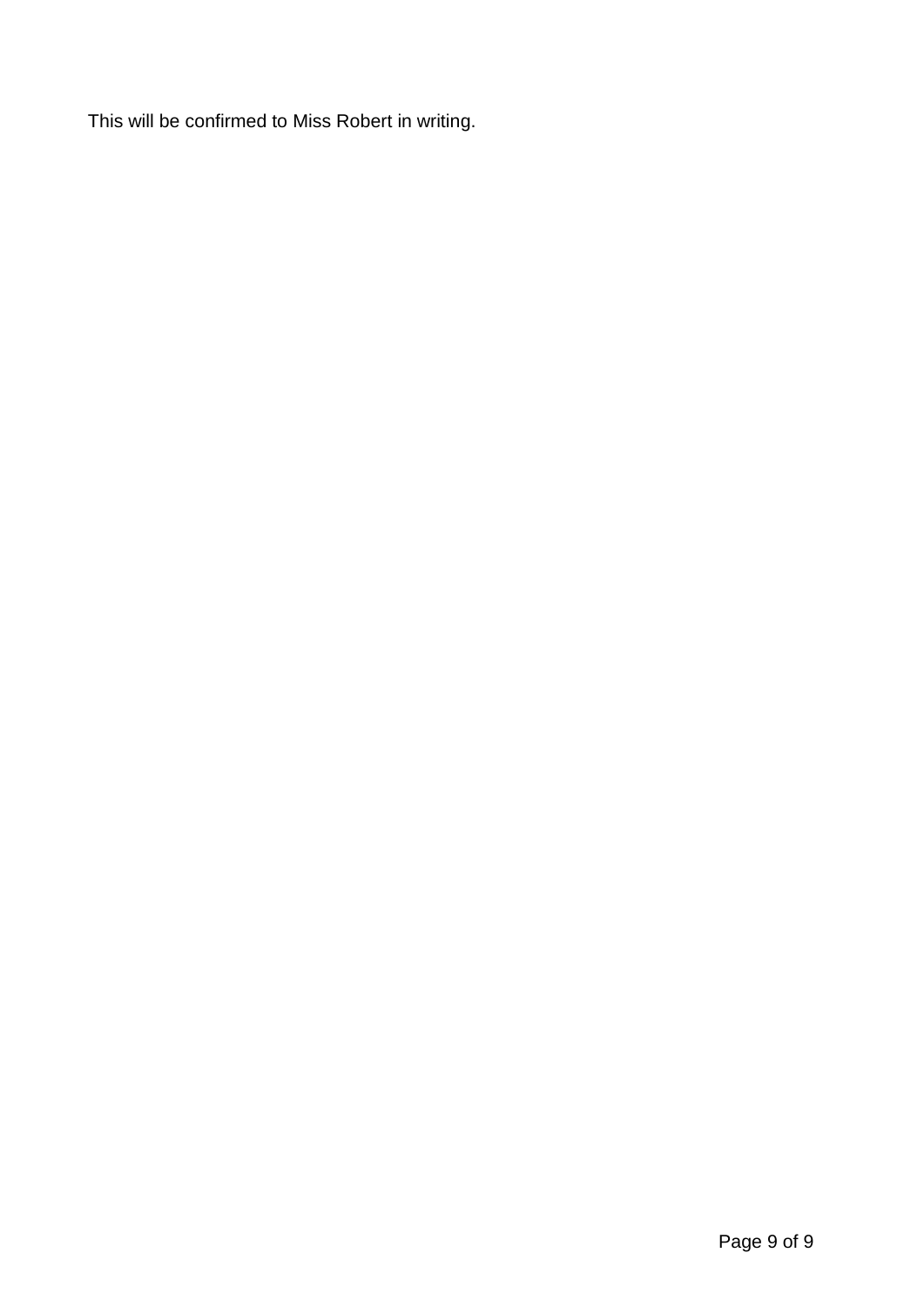This will be confirmed to Miss Robert in writing.